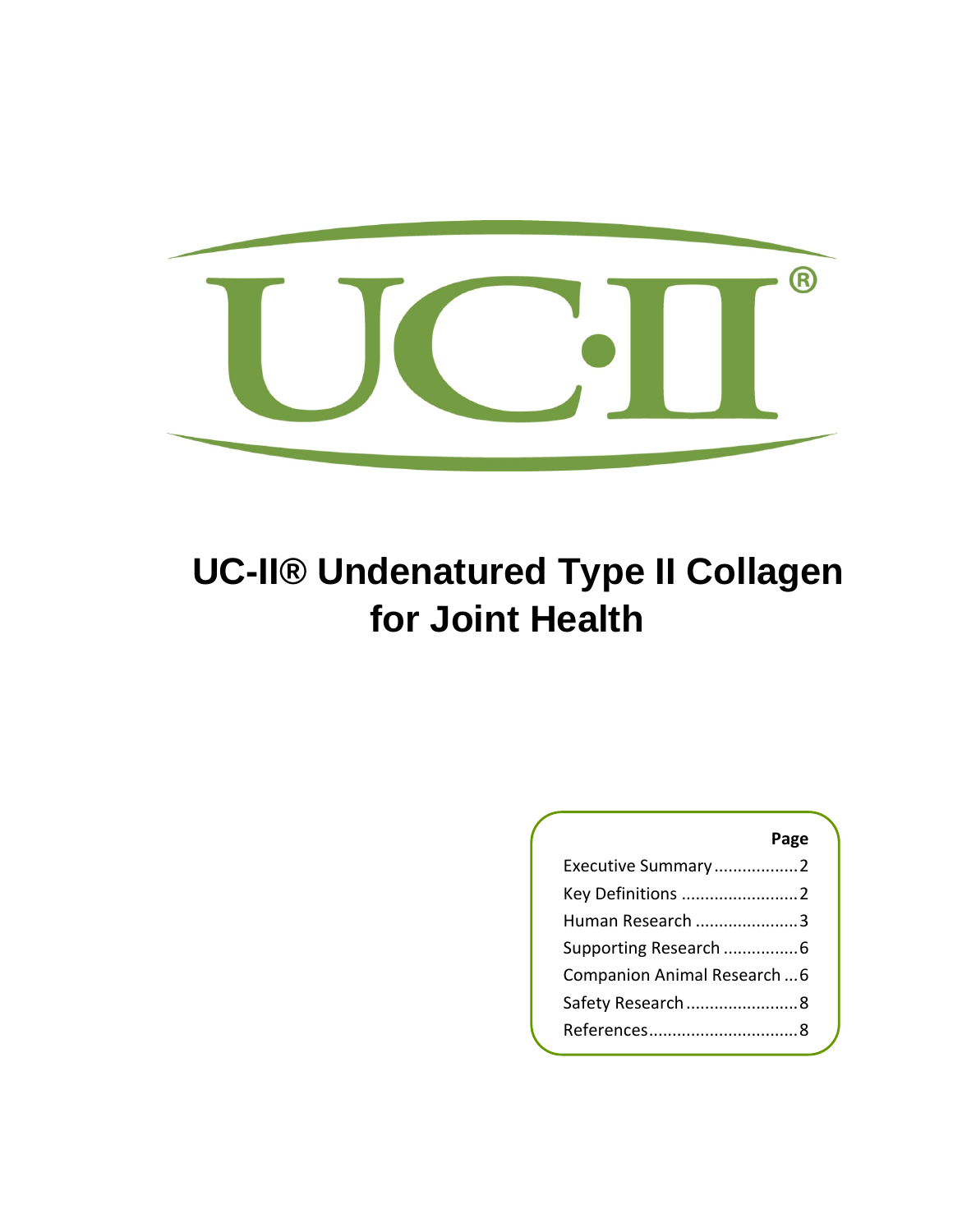UC-II®

# UC-II® Undenatured Type II Collagen for Joint Health

| | Page |
|---|---|
| Executive Summary | 2 |
| Key Definitions | 2 |
| Human Research | 3 |
| Supporting Research | 6 |
| Companion Animal Research | 6 |
| Safety Research | 8 |
| References | 8 |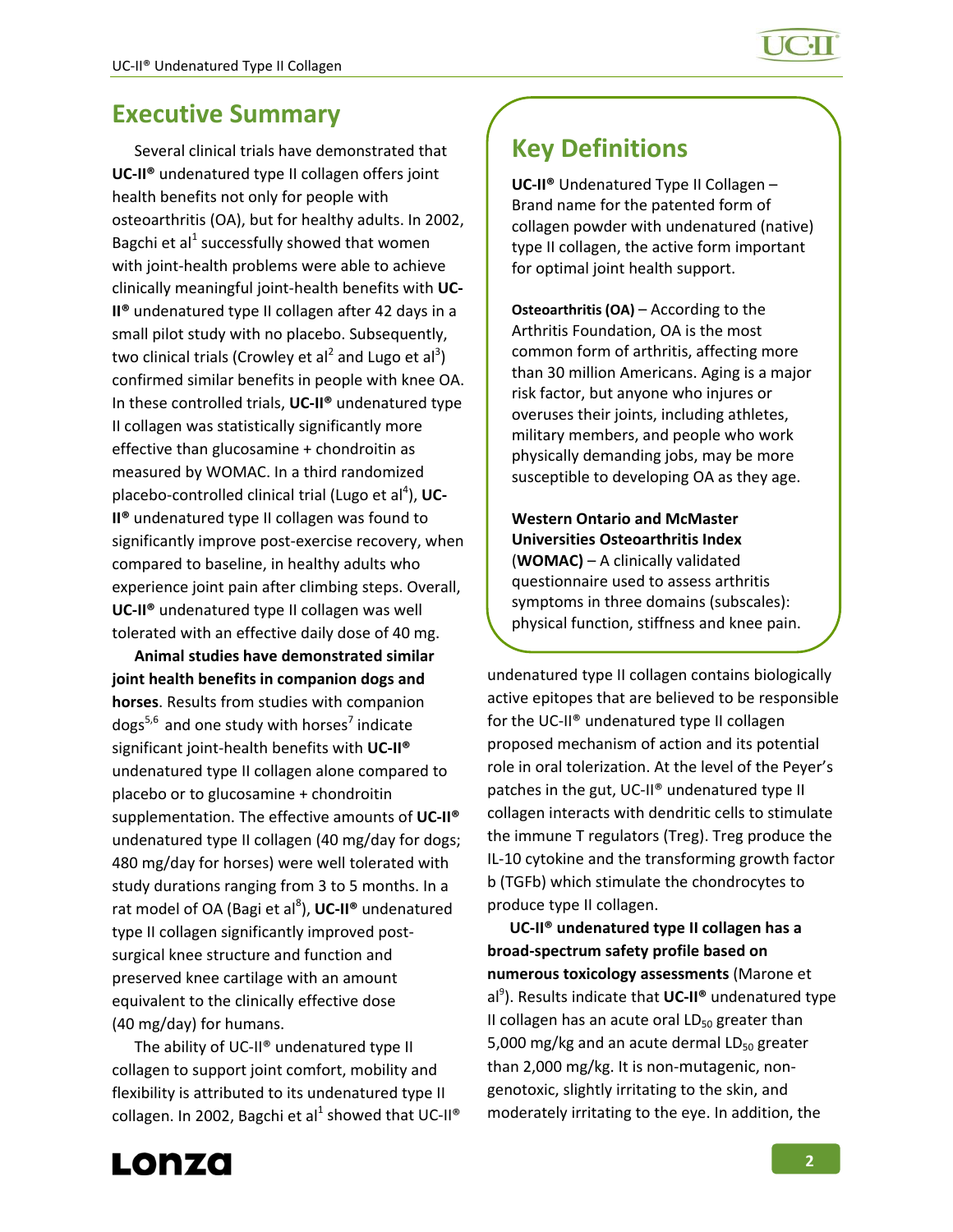## Executive Summary

Several clinical trials have demonstrated that **UC-II®** undenatured type II collagen offers joint health benefits not only for people with osteoarthritis (OA), but for healthy adults. In 2002, Bagchi et al[1] successfully showed that women with joint-health problems were able to achieve clinically meaningful joint-health benefits with **UC-II®** undenatured type II collagen after 42 days in a small pilot study with no placebo. Subsequently, two clinical trials (Crowley et al[2] and Lugo et al[3]) confirmed similar benefits in people with knee OA. In these controlled trials, **UC-II®** undenatured type II collagen was statistically significantly more effective than glucosamine + chondroitin as measured by WOMAC. In a third randomized placebo-controlled clinical trial (Lugo et al[4]), **UC-II®** undenatured type II collagen was found to significantly improve post-exercise recovery, when compared to baseline, in healthy adults who experience joint pain after climbing steps. Overall, **UC-II®** undenatured type II collagen was well tolerated with an effective daily dose of 40 mg.

**Animal studies have demonstrated similar joint health benefits in companion dogs and horses**. Results from studies with companion dogs[5,6] and one study with horses[7] indicate significant joint-health benefits with **UC-II®** undenatured type II collagen alone compared to placebo or to glucosamine + chondroitin supplementation. The effective amounts of **UC-II®** undenatured type II collagen (40 mg/day for dogs; 480 mg/day for horses) were well tolerated with study durations ranging from 3 to 5 months. In a rat model of OA (Bagi et al[8]), **UC-II®** undenatured type II collagen significantly improved post-surgical knee structure and function and preserved knee cartilage with an amount equivalent to the clinically effective dose (40 mg/day) for humans.

The ability of UC-II® undenatured type II collagen to support joint comfort, mobility and flexibility is attributed to its undenatured type II collagen. In 2002, Bagchi et al[1] showed that UC-II® undenatured type II collagen contains biologically active epitopes that are believed to be responsible for the UC-II® undenatured type II collagen proposed mechanism of action and its potential role in oral tolerization. At the level of the Peyer's patches in the gut, UC-II® undenatured type II collagen interacts with dendritic cells to stimulate the immune T regulators (Treg). Treg produce the IL-10 cytokine and the transforming growth factor b (TGFb) which stimulate the chondrocytes to produce type II collagen.

**UC-II® undenatured type II collagen has a broad-spectrum safety profile based on numerous toxicology assessments** (Marone et al[9]). Results indicate that **UC-II®** undenatured type II collagen has an acute oral $LD_{50}$ greater than 5,000 mg/kg and an acute dermal $LD_{50}$ greater than 2,000 mg/kg. It is non-mutagenic, non-genotoxic, slightly irritating to the skin, and moderately irritating to the eye. In addition, the

## Key Definitions

**UC-II®** Undenatured Type II Collagen – Brand name for the patented form of collagen powder with undenatured (native) type II collagen, the active form important for optimal joint health support.

**Osteoarthritis (OA)** – According to the Arthritis Foundation, OA is the most common form of arthritis, affecting more than 30 million Americans. Aging is a major risk factor, but anyone who injures or overuses their joints, including athletes, military members, and people who work physically demanding jobs, may be more susceptible to developing OA as they age.

**Western Ontario and McMaster Universities Osteoarthritis Index** (**WOMAC**) – A clinically validated questionnaire used to assess arthritis symptoms in three domains (subscales): physical function, stiffness and knee pain.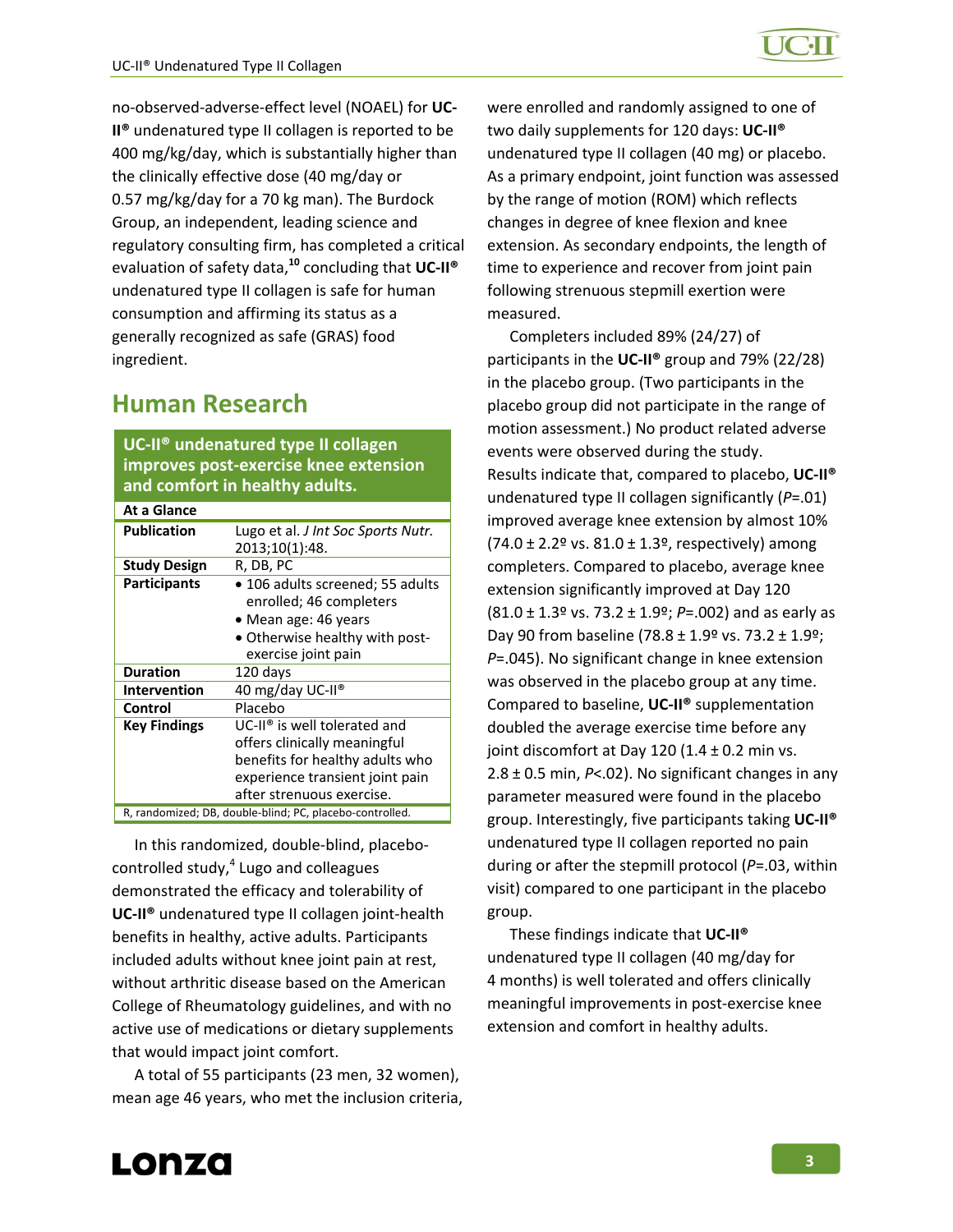no-observed-adverse-effect level (NOAEL) for **UC-II®** undenatured type II collagen is reported to be 400 mg/kg/day, which is substantially higher than the clinically effective dose (40 mg/day or 0.57 mg/kg/day for a 70 kg man). The Burdock Group, an independent, leading science and regulatory consulting firm, has completed a critical evaluation of safety data,[10] concluding that **UC-II®** undenatured type II collagen is safe for human consumption and affirming its status as a generally recognized as safe (GRAS) food ingredient.

## Human Research

| UC-II® undenatured type II collagen improves post-exercise knee extension and comfort in healthy adults. | |
|---|---|
| **At a Glance** | |
| **Publication** | Lugo et al. *J Int Soc Sports Nutr.* 2013;10(1):48. |
| **Study Design** | R, DB, PC |
| **Participants** | • 106 adults screened; 55 adults enrolled; 46 completers • Mean age: 46 years • Otherwise healthy with post-exercise joint pain |
| **Duration** | 120 days |
| **Intervention** | 40 mg/day UC-II® |
| **Control** | Placebo |
| **Key Findings** | UC-II® is well tolerated and offers clinically meaningful benefits for healthy adults who experience transient joint pain after strenuous exercise. |

R, randomized; DB, double-blind; PC, placebo-controlled.

In this randomized, double-blind, placebo-controlled study,[4] Lugo and colleagues demonstrated the efficacy and tolerability of **UC-II®** undenatured type II collagen joint-health benefits in healthy, active adults. Participants included adults without knee joint pain at rest, without arthritic disease based on the American College of Rheumatology guidelines, and with no active use of medications or dietary supplements that would impact joint comfort.

A total of 55 participants (23 men, 32 women), mean age 46 years, who met the inclusion criteria, were enrolled and randomly assigned to one of two daily supplements for 120 days: **UC-II®** undenatured type II collagen (40 mg) or placebo. As a primary endpoint, joint function was assessed by the range of motion (ROM) which reflects changes in degree of knee flexion and knee extension. As secondary endpoints, the length of time to experience and recover from joint pain following strenuous stepmill exertion were measured.

Completers included 89% (24/27) of participants in the **UC-II®** group and 79% (22/28) in the placebo group. (Two participants in the placebo group did not participate in the range of motion assessment.) No product related adverse events were observed during the study. Results indicate that, compared to placebo, **UC-II®** undenatured type II collagen significantly (*P*=.01) improved average knee extension by almost 10% (74.0 ± 2.2º vs. 81.0 ± 1.3º, respectively) among completers. Compared to placebo, average knee extension significantly improved at Day 120 (81.0 ± 1.3º vs. 73.2 ± 1.9º; *P*=.002) and as early as Day 90 from baseline (78.8 ± 1.9º vs. 73.2 ± 1.9º; *P*=.045). No significant change in knee extension was observed in the placebo group at any time. Compared to baseline, **UC-II®** supplementation doubled the average exercise time before any joint discomfort at Day 120 (1.4 ± 0.2 min vs. 2.8 ± 0.5 min, *P*<.02). No significant changes in any parameter measured were found in the placebo group. Interestingly, five participants taking **UC-II®** undenatured type II collagen reported no pain during or after the stepmill protocol (*P*=.03, within visit) compared to one participant in the placebo group.

These findings indicate that **UC-II®** undenatured type II collagen (40 mg/day for 4 months) is well tolerated and offers clinically meaningful improvements in post-exercise knee extension and comfort in healthy adults.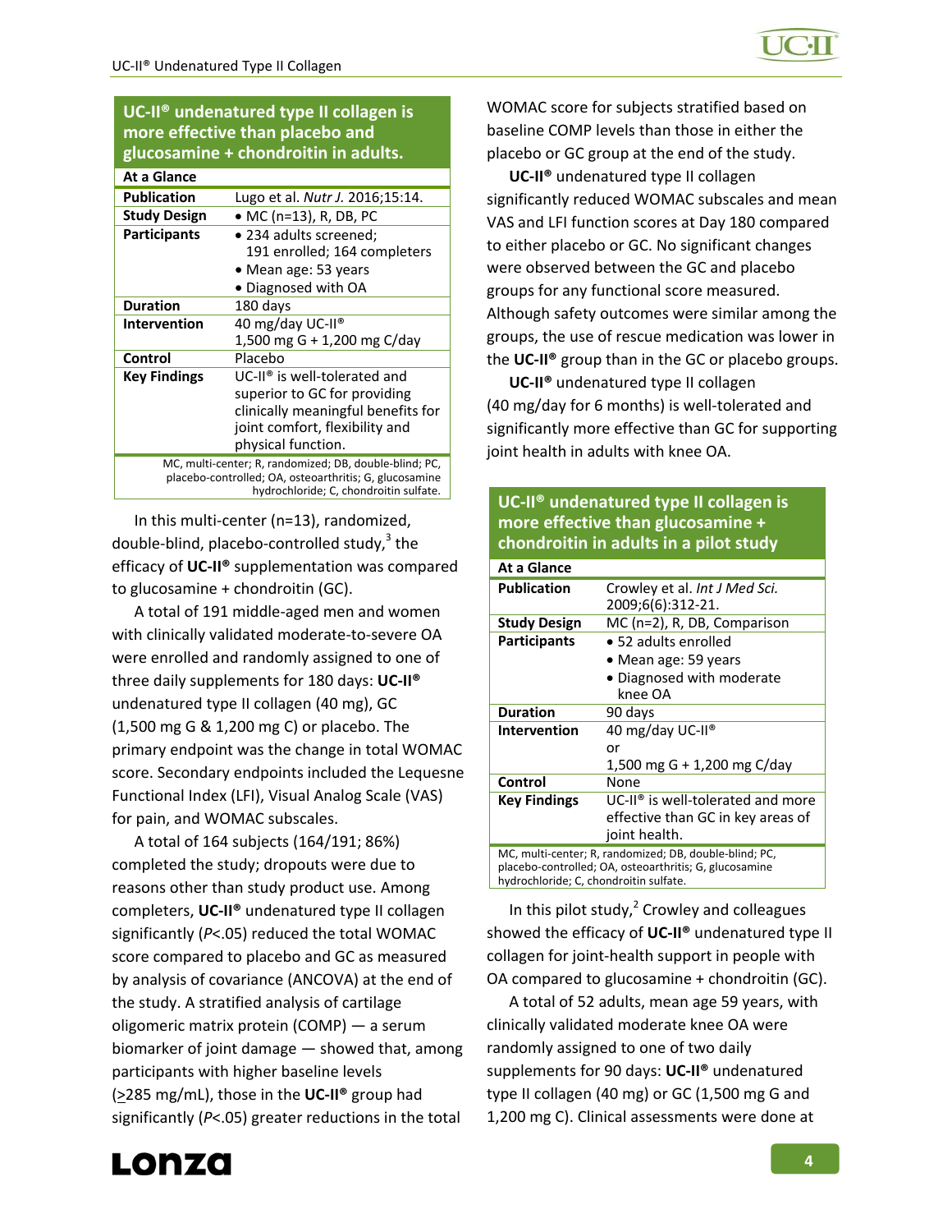## UC-II® undenatured type II collagen is more effective than placebo and glucosamine + chondroitin in adults.

| At a Glance | |
|---|---|
| **Publication** | Lugo et al. *Nutr J.* 2016;15:14. |
| **Study Design** | • MC (n=13), R, DB, PC |
| **Participants** | • 234 adults screened; 191 enrolled; 164 completers<br>• Mean age: 53 years<br>• Diagnosed with OA |
| **Duration** | 180 days |
| **Intervention** | 40 mg/day UC-II®<br>1,500 mg G + 1,200 mg C/day |
| **Control** | Placebo |
| **Key Findings** | UC-II® is well-tolerated and superior to GC for providing clinically meaningful benefits for joint comfort, flexibility and physical function. |

MC, multi-center; R, randomized; DB, double-blind; PC, placebo-controlled; OA, osteoarthritis; G, glucosamine hydrochloride; C, chondroitin sulfate.

In this multi-center (n=13), randomized, double-blind, placebo-controlled study,[3] the efficacy of **UC-II®** supplementation was compared to glucosamine + chondroitin (GC).

A total of 191 middle-aged men and women with clinically validated moderate-to-severe OA were enrolled and randomly assigned to one of three daily supplements for 180 days: **UC-II®** undenatured type II collagen (40 mg), GC (1,500 mg G & 1,200 mg C) or placebo. The primary endpoint was the change in total WOMAC score. Secondary endpoints included the Lequesne Functional Index (LFI), Visual Analog Scale (VAS) for pain, and WOMAC subscales.

A total of 164 subjects (164/191; 86%) completed the study; dropouts were due to reasons other than study product use. Among completers, **UC-II®** undenatured type II collagen significantly ($P$<.05) reduced the total WOMAC score compared to placebo and GC as measured by analysis of covariance (ANCOVA) at the end of the study. A stratified analysis of cartilage oligomeric matrix protein (COMP) — a serum biomarker of joint damage — showed that, among participants with higher baseline levels (≥285 mg/mL), those in the **UC-II®** group had significantly ($P$<.05) greater reductions in the total WOMAC score for subjects stratified based on baseline COMP levels than those in either the placebo or GC group at the end of the study.

**UC-II®** undenatured type II collagen significantly reduced WOMAC subscales and mean VAS and LFI function scores at Day 180 compared to either placebo or GC. No significant changes were observed between the GC and placebo groups for any functional score measured. Although safety outcomes were similar among the groups, the use of rescue medication was lower in the **UC-II®** group than in the GC or placebo groups.

**UC-II®** undenatured type II collagen (40 mg/day for 6 months) is well-tolerated and significantly more effective than GC for supporting joint health in adults with knee OA.

## UC-II® undenatured type II collagen is more effective than glucosamine + chondroitin in adults in a pilot study

| At a Glance | |
|---|---|
| **Publication** | Crowley et al. *Int J Med Sci.* 2009;6(6):312-21. |
| **Study Design** | MC (n=2), R, DB, Comparison |
| **Participants** | • 52 adults enrolled<br>• Mean age: 59 years<br>• Diagnosed with moderate knee OA |
| **Duration** | 90 days |
| **Intervention** | 40 mg/day UC-II®<br>or<br>1,500 mg G + 1,200 mg C/day |
| **Control** | None |
| **Key Findings** | UC-II® is well-tolerated and more effective than GC in key areas of joint health. |

MC, multi-center; R, randomized; DB, double-blind; PC, placebo-controlled; OA, osteoarthritis; G, glucosamine hydrochloride; C, chondroitin sulfate.

In this pilot study,[2] Crowley and colleagues showed the efficacy of **UC-II®** undenatured type II collagen for joint-health support in people with OA compared to glucosamine + chondroitin (GC).

A total of 52 adults, mean age 59 years, with clinically validated moderate knee OA were randomly assigned to one of two daily supplements for 90 days: **UC-II®** undenatured type II collagen (40 mg) or GC (1,500 mg G and 1,200 mg C). Clinical assessments were done at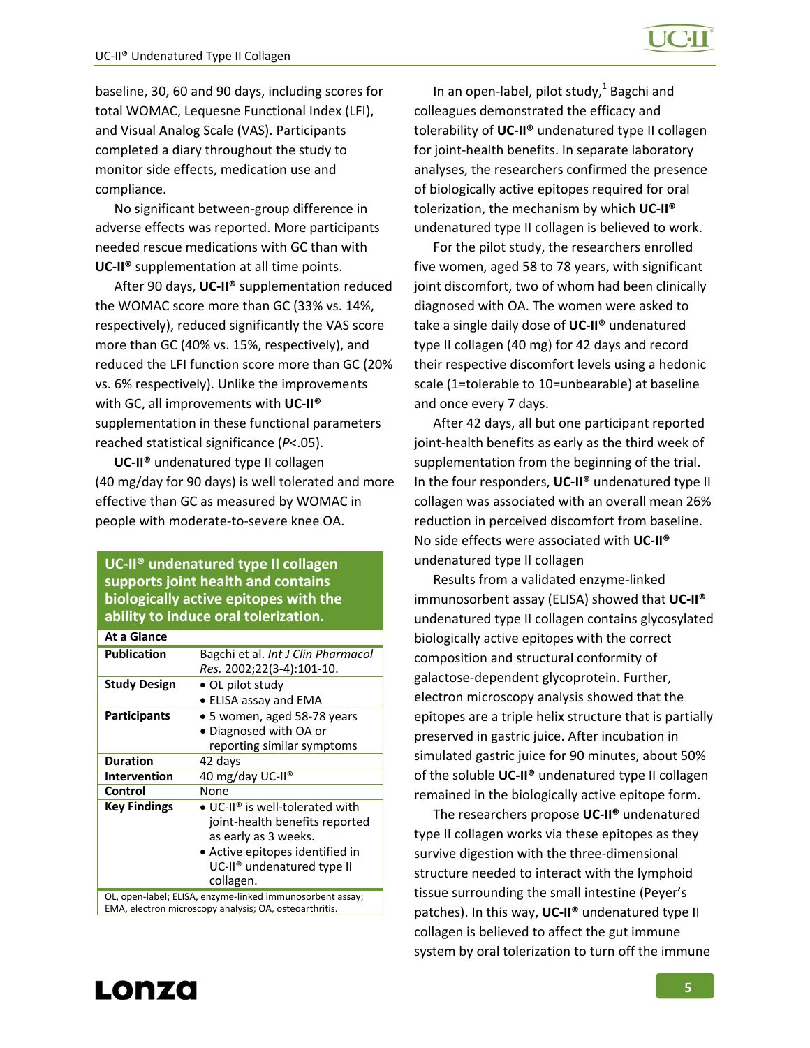baseline, 30, 60 and 90 days, including scores for total WOMAC, Lequesne Functional Index (LFI), and Visual Analog Scale (VAS). Participants completed a diary throughout the study to monitor side effects, medication use and compliance.

No significant between-group difference in adverse effects was reported. More participants needed rescue medications with GC than with **UC-II®** supplementation at all time points.

After 90 days, **UC-II®** supplementation reduced the WOMAC score more than GC (33% vs. 14%, respectively), reduced significantly the VAS score more than GC (40% vs. 15%, respectively), and reduced the LFI function score more than GC (20% vs. 6% respectively). Unlike the improvements with GC, all improvements with **UC-II®** supplementation in these functional parameters reached statistical significance ($P<.05$).

**UC-II®** undenatured type II collagen (40 mg/day for 90 days) is well tolerated and more effective than GC as measured by WOMAC in people with moderate-to-severe knee OA.

### UC-II® undenatured type II collagen supports joint health and contains biologically active epitopes with the ability to induce oral tolerization.

| At a Glance | |
|---|---|
| **Publication** | Bagchi et al. *Int J Clin Pharmacol Res.* 2002;22(3-4):101-10. |
| **Study Design** | • OL pilot study<br>• ELISA assay and EMA |
| **Participants** | • 5 women, aged 58-78 years<br>• Diagnosed with OA or reporting similar symptoms |
| **Duration** | 42 days |
| **Intervention** | 40 mg/day UC-II® |
| **Control** | None |
| **Key Findings** | • UC-II® is well-tolerated with joint-health benefits reported as early as 3 weeks.<br>• Active epitopes identified in UC-II® undenatured type II collagen. |

OL, open-label; ELISA, enzyme-linked immunosorbent assay; EMA, electron microscopy analysis; OA, osteoarthritis.

In an open-label, pilot study,[1] Bagchi and colleagues demonstrated the efficacy and tolerability of **UC-II®** undenatured type II collagen for joint-health benefits. In separate laboratory analyses, the researchers confirmed the presence of biologically active epitopes required for oral tolerization, the mechanism by which **UC-II®** undenatured type II collagen is believed to work.

For the pilot study, the researchers enrolled five women, aged 58 to 78 years, with significant joint discomfort, two of whom had been clinically diagnosed with OA. The women were asked to take a single daily dose of **UC-II®** undenatured type II collagen (40 mg) for 42 days and record their respective discomfort levels using a hedonic scale (1=tolerable to 10=unbearable) at baseline and once every 7 days.

After 42 days, all but one participant reported joint-health benefits as early as the third week of supplementation from the beginning of the trial. In the four responders, **UC-II®** undenatured type II collagen was associated with an overall mean 26% reduction in perceived discomfort from baseline. No side effects were associated with **UC-II®** undenatured type II collagen

Results from a validated enzyme-linked immunosorbent assay (ELISA) showed that **UC-II®** undenatured type II collagen contains glycosylated biologically active epitopes with the correct composition and structural conformity of galactose-dependent glycoprotein. Further, electron microscopy analysis showed that the epitopes are a triple helix structure that is partially preserved in gastric juice. After incubation in simulated gastric juice for 90 minutes, about 50% of the soluble **UC-II®** undenatured type II collagen remained in the biologically active epitope form.

The researchers propose **UC-II®** undenatured type II collagen works via these epitopes as they survive digestion with the three-dimensional structure needed to interact with the lymphoid tissue surrounding the small intestine (Peyer's patches). In this way, **UC-II®** undenatured type II collagen is believed to affect the gut immune system by oral tolerization to turn off the immune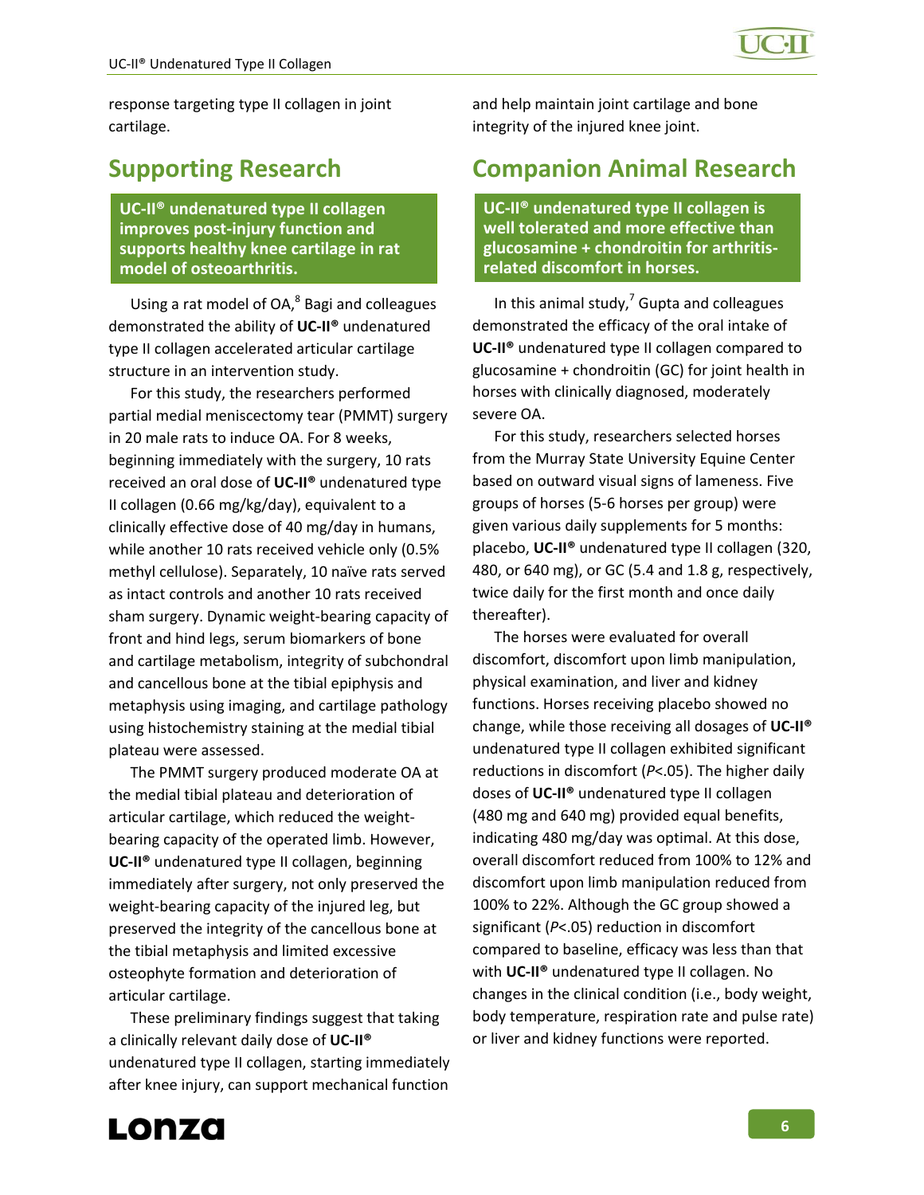response targeting type II collagen in joint cartilage.

## Supporting Research

**UC-II® undenatured type II collagen improves post-injury function and supports healthy knee cartilage in rat model of osteoarthritis.**

Using a rat model of OA,[8] Bagi and colleagues demonstrated the ability of **UC-II®** undenatured type II collagen accelerated articular cartilage structure in an intervention study.

For this study, the researchers performed partial medial meniscectomy tear (PMMT) surgery in 20 male rats to induce OA. For 8 weeks, beginning immediately with the surgery, 10 rats received an oral dose of **UC-II®** undenatured type II collagen (0.66 mg/kg/day), equivalent to a clinically effective dose of 40 mg/day in humans, while another 10 rats received vehicle only (0.5% methyl cellulose). Separately, 10 naïve rats served as intact controls and another 10 rats received sham surgery. Dynamic weight-bearing capacity of front and hind legs, serum biomarkers of bone and cartilage metabolism, integrity of subchondral and cancellous bone at the tibial epiphysis and metaphysis using imaging, and cartilage pathology using histochemistry staining at the medial tibial plateau were assessed.

The PMMT surgery produced moderate OA at the medial tibial plateau and deterioration of articular cartilage, which reduced the weight-bearing capacity of the operated limb. However, **UC-II®** undenatured type II collagen, beginning immediately after surgery, not only preserved the weight-bearing capacity of the injured leg, but preserved the integrity of the cancellous bone at the tibial metaphysis and limited excessive osteophyte formation and deterioration of articular cartilage.

These preliminary findings suggest that taking a clinically relevant daily dose of **UC-II®** undenatured type II collagen, starting immediately after knee injury, can support mechanical function and help maintain joint cartilage and bone integrity of the injured knee joint.

## Companion Animal Research

**UC-II® undenatured type II collagen is well tolerated and more effective than glucosamine + chondroitin for arthritis-related discomfort in horses.**

In this animal study,[7] Gupta and colleagues demonstrated the efficacy of the oral intake of **UC-II®** undenatured type II collagen compared to glucosamine + chondroitin (GC) for joint health in horses with clinically diagnosed, moderately severe OA.

For this study, researchers selected horses from the Murray State University Equine Center based on outward visual signs of lameness. Five groups of horses (5-6 horses per group) were given various daily supplements for 5 months: placebo, **UC-II®** undenatured type II collagen (320, 480, or 640 mg), or GC (5.4 and 1.8 g, respectively, twice daily for the first month and once daily thereafter).

The horses were evaluated for overall discomfort, discomfort upon limb manipulation, physical examination, and liver and kidney functions. Horses receiving placebo showed no change, while those receiving all dosages of **UC-II®** undenatured type II collagen exhibited significant reductions in discomfort ($P<.05$). The higher daily doses of **UC-II®** undenatured type II collagen (480 mg and 640 mg) provided equal benefits, indicating 480 mg/day was optimal. At this dose, overall discomfort reduced from 100% to 12% and discomfort upon limb manipulation reduced from 100% to 22%. Although the GC group showed a significant ($P<.05$) reduction in discomfort compared to baseline, efficacy was less than that with **UC-II®** undenatured type II collagen. No changes in the clinical condition (i.e., body weight, body temperature, respiration rate and pulse rate) or liver and kidney functions were reported.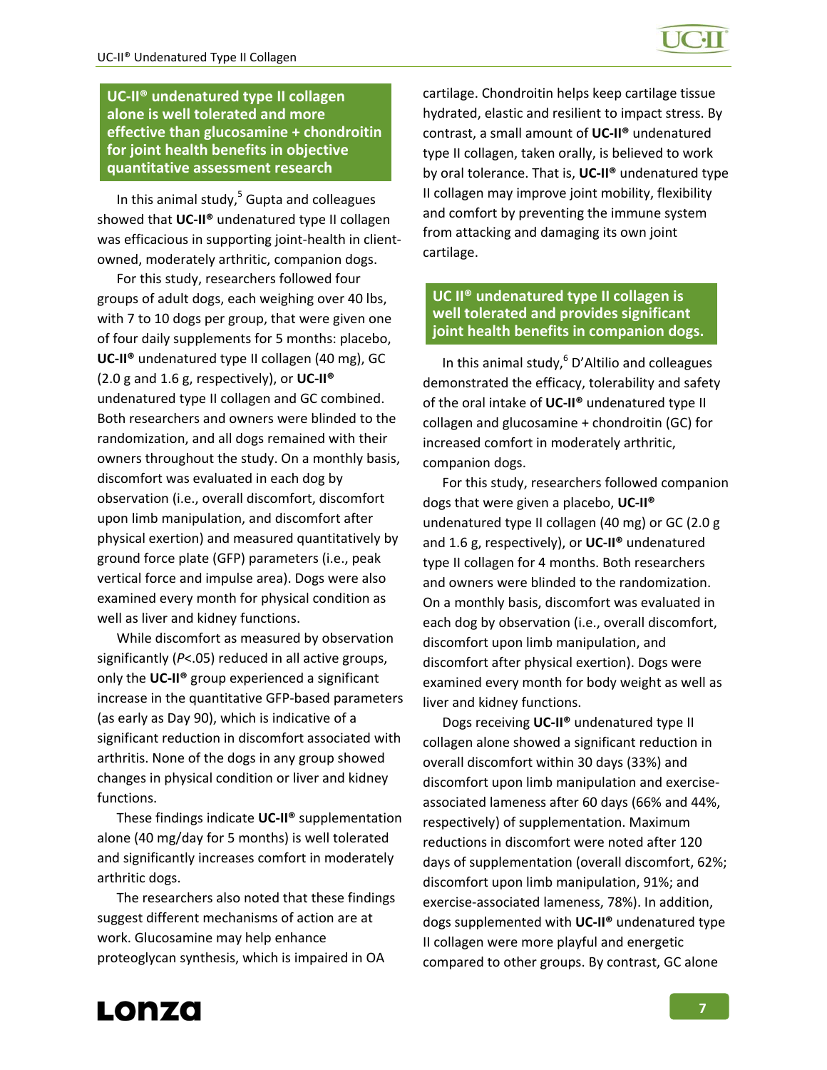## UC-II® undenatured type II collagen alone is well tolerated and more effective than glucosamine + chondroitin for joint health benefits in objective quantitative assessment research

In this animal study,[5] Gupta and colleagues showed that **UC-II®** undenatured type II collagen was efficacious in supporting joint-health in client-owned, moderately arthritic, companion dogs.

For this study, researchers followed four groups of adult dogs, each weighing over 40 lbs, with 7 to 10 dogs per group, that were given one of four daily supplements for 5 months: placebo, **UC-II®** undenatured type II collagen (40 mg), GC (2.0 g and 1.6 g, respectively), or **UC-II®** undenatured type II collagen and GC combined. Both researchers and owners were blinded to the randomization, and all dogs remained with their owners throughout the study. On a monthly basis, discomfort was evaluated in each dog by observation (i.e., overall discomfort, discomfort upon limb manipulation, and discomfort after physical exertion) and measured quantitatively by ground force plate (GFP) parameters (i.e., peak vertical force and impulse area). Dogs were also examined every month for physical condition as well as liver and kidney functions.

While discomfort as measured by observation significantly (*P*<.05) reduced in all active groups, only the **UC-II®** group experienced a significant increase in the quantitative GFP-based parameters (as early as Day 90), which is indicative of a significant reduction in discomfort associated with arthritis. None of the dogs in any group showed changes in physical condition or liver and kidney functions.

These findings indicate **UC-II®** supplementation alone (40 mg/day for 5 months) is well tolerated and significantly increases comfort in moderately arthritic dogs.

The researchers also noted that these findings suggest different mechanisms of action are at work. Glucosamine may help enhance proteoglycan synthesis, which is impaired in OA cartilage. Chondroitin helps keep cartilage tissue hydrated, elastic and resilient to impact stress. By contrast, a small amount of **UC-II®** undenatured type II collagen, taken orally, is believed to work by oral tolerance. That is, **UC-II®** undenatured type II collagen may improve joint mobility, flexibility and comfort by preventing the immune system from attacking and damaging its own joint cartilage.

## UC II® undenatured type II collagen is well tolerated and provides significant joint health benefits in companion dogs.

In this animal study,[6] D'Altilio and colleagues demonstrated the efficacy, tolerability and safety of the oral intake of **UC-II®** undenatured type II collagen and glucosamine + chondroitin (GC) for increased comfort in moderately arthritic, companion dogs.

For this study, researchers followed companion dogs that were given a placebo, **UC-II®** undenatured type II collagen (40 mg) or GC (2.0 g and 1.6 g, respectively), or **UC-II®** undenatured type II collagen for 4 months. Both researchers and owners were blinded to the randomization. On a monthly basis, discomfort was evaluated in each dog by observation (i.e., overall discomfort, discomfort upon limb manipulation, and discomfort after physical exertion). Dogs were examined every month for body weight as well as liver and kidney functions.

Dogs receiving **UC-II®** undenatured type II collagen alone showed a significant reduction in overall discomfort within 30 days (33%) and discomfort upon limb manipulation and exercise-associated lameness after 60 days (66% and 44%, respectively) of supplementation. Maximum reductions in discomfort were noted after 120 days of supplementation (overall discomfort, 62%; discomfort upon limb manipulation, 91%; and exercise-associated lameness, 78%). In addition, dogs supplemented with **UC-II®** undenatured type II collagen were more playful and energetic compared to other groups. By contrast, GC alone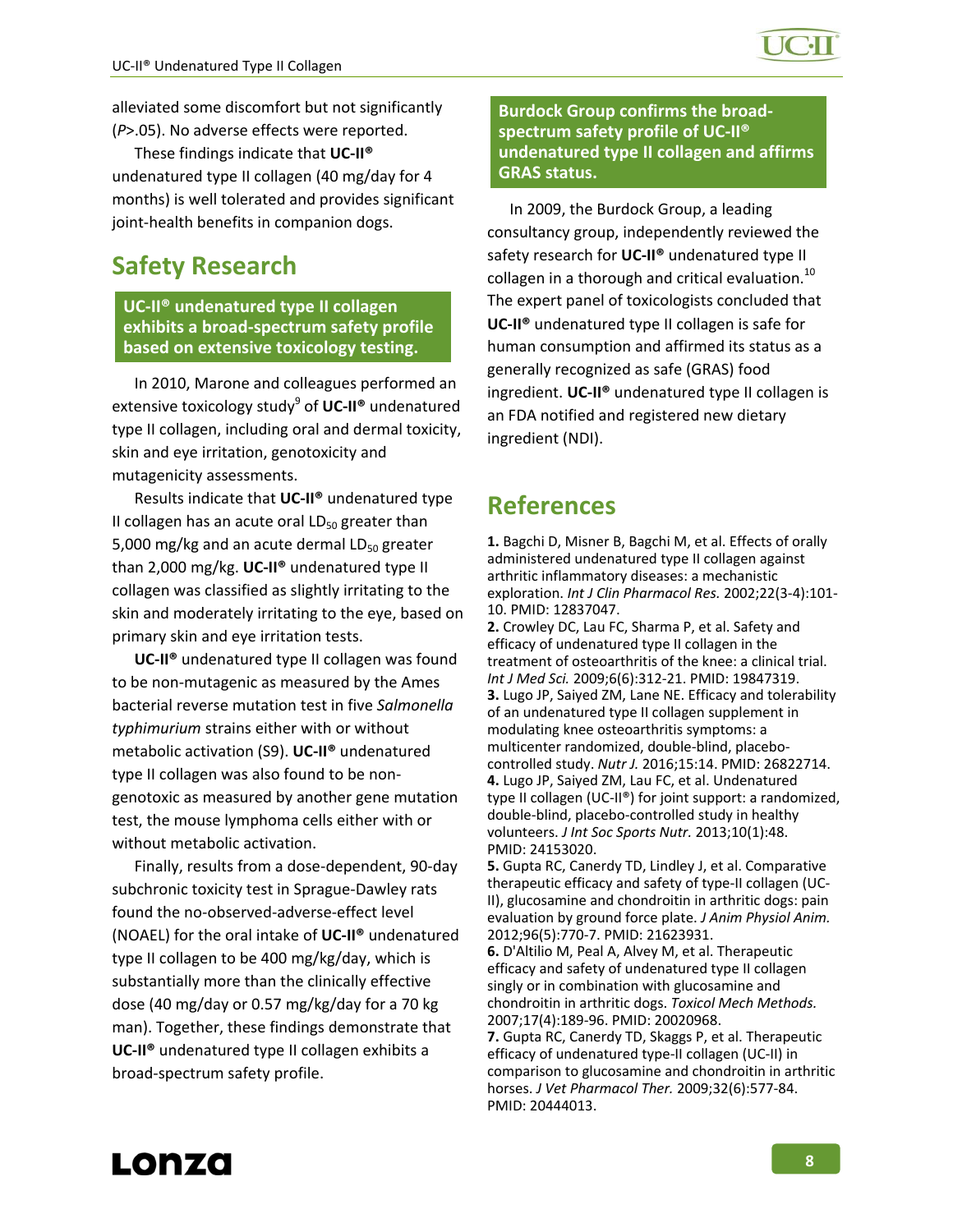alleviated some discomfort but not significantly (*P*>.05). No adverse effects were reported.

These findings indicate that **UC-II®** undenatured type II collagen (40 mg/day for 4 months) is well tolerated and provides significant joint-health benefits in companion dogs.

## Safety Research

**UC-II® undenatured type II collagen exhibits a broad-spectrum safety profile based on extensive toxicology testing.**

In 2010, Marone and colleagues performed an extensive toxicology study[9] of **UC-II®** undenatured type II collagen, including oral and dermal toxicity, skin and eye irritation, genotoxicity and mutagenicity assessments.

Results indicate that **UC-II®** undenatured type II collagen has an acute oral $LD_{50}$ greater than 5,000 mg/kg and an acute dermal $LD_{50}$ greater than 2,000 mg/kg. **UC-II®** undenatured type II collagen was classified as slightly irritating to the skin and moderately irritating to the eye, based on primary skin and eye irritation tests.

**UC-II®** undenatured type II collagen was found to be non-mutagenic as measured by the Ames bacterial reverse mutation test in five *Salmonella typhimurium* strains either with or without metabolic activation (S9). **UC-II®** undenatured type II collagen was also found to be non-genotoxic as measured by another gene mutation test, the mouse lymphoma cells either with or without metabolic activation.

Finally, results from a dose-dependent, 90-day subchronic toxicity test in Sprague-Dawley rats found the no-observed-adverse-effect level (NOAEL) for the oral intake of **UC-II®** undenatured type II collagen to be 400 mg/kg/day, which is substantially more than the clinically effective dose (40 mg/day or 0.57 mg/kg/day for a 70 kg man). Together, these findings demonstrate that **UC-II®** undenatured type II collagen exhibits a broad-spectrum safety profile.

**Burdock Group confirms the broad-spectrum safety profile of UC-II® undenatured type II collagen and affirms GRAS status.**

In 2009, the Burdock Group, a leading consultancy group, independently reviewed the safety research for **UC-II®** undenatured type II collagen in a thorough and critical evaluation.[10] The expert panel of toxicologists concluded that **UC-II®** undenatured type II collagen is safe for human consumption and affirmed its status as a generally recognized as safe (GRAS) food ingredient. **UC-II®** undenatured type II collagen is an FDA notified and registered new dietary ingredient (NDI).

## References

**1.** Bagchi D, Misner B, Bagchi M, et al. Effects of orally administered undenatured type II collagen against arthritic inflammatory diseases: a mechanistic exploration. *Int J Clin Pharmacol Res.* 2002;22(3-4):101-10. PMID: 12837047.
**2.** Crowley DC, Lau FC, Sharma P, et al. Safety and efficacy of undenatured type II collagen in the treatment of osteoarthritis of the knee: a clinical trial. *Int J Med Sci.* 2009;6(6):312-21. PMID: 19847319.
**3.** Lugo JP, Saiyed ZM, Lane NE. Efficacy and tolerability of an undenatured type II collagen supplement in modulating knee osteoarthritis symptoms: a multicenter randomized, double-blind, placebo-controlled study. *Nutr J.* 2016;15:14. PMID: 26822714.
**4.** Lugo JP, Saiyed ZM, Lau FC, et al. Undenatured type II collagen (UC-II®) for joint support: a randomized, double-blind, placebo-controlled study in healthy volunteers. *J Int Soc Sports Nutr.* 2013;10(1):48. PMID: 24153020.
**5.** Gupta RC, Canerdy TD, Lindley J, et al. Comparative therapeutic efficacy and safety of type-II collagen (UC-II), glucosamine and chondroitin in arthritic dogs: pain evaluation by ground force plate. *J Anim Physiol Anim.* 2012;96(5):770-7. PMID: 21623931.
**6.** D'Altilio M, Peal A, Alvey M, et al. Therapeutic efficacy and safety of undenatured type II collagen singly or in combination with glucosamine and chondroitin in arthritic dogs. *Toxicol Mech Methods.* 2007;17(4):189-96. PMID: 20020968.
**7.** Gupta RC, Canerdy TD, Skaggs P, et al. Therapeutic efficacy of undenatured type-II collagen (UC-II) in comparison to glucosamine and chondroitin in arthritic horses. *J Vet Pharmacol Ther.* 2009;32(6):577-84. PMID: 20444013.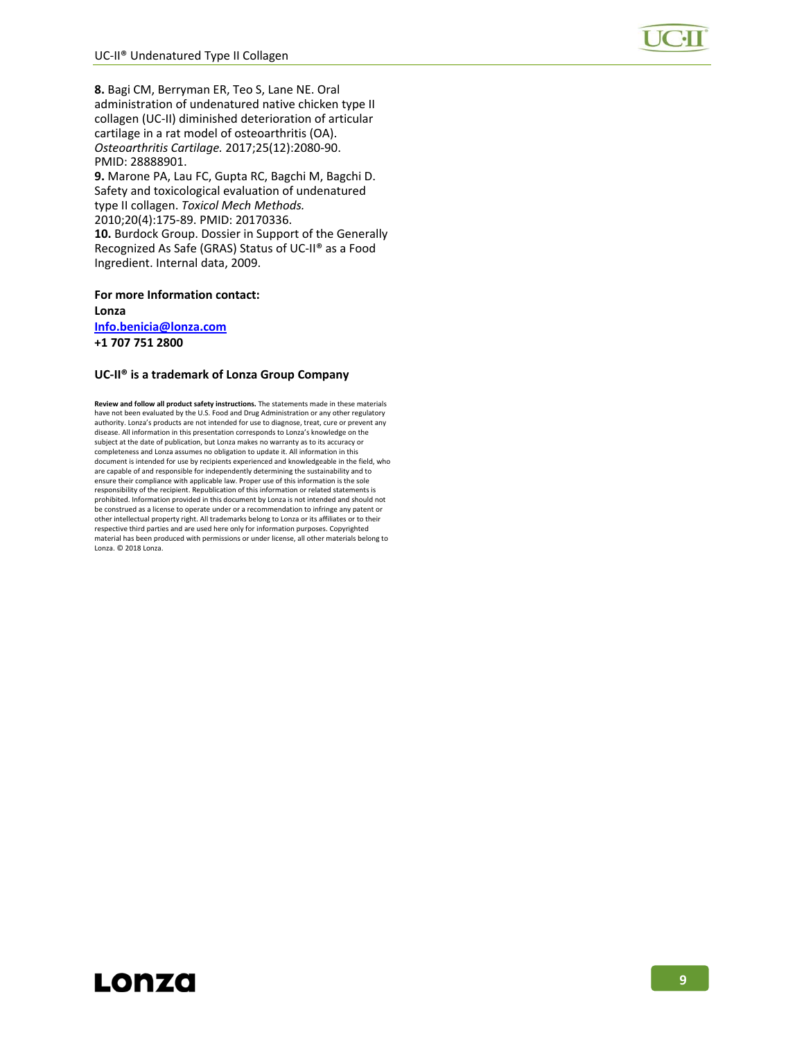**8.** Bagi CM, Berryman ER, Teo S, Lane NE. Oral administration of undenatured native chicken type II collagen (UC-II) diminished deterioration of articular cartilage in a rat model of osteoarthritis (OA). *Osteoarthritis Cartilage.* 2017;25(12):2080-90. PMID: 28888901.

**9.** Marone PA, Lau FC, Gupta RC, Bagchi M, Bagchi D. Safety and toxicological evaluation of undenatured type II collagen. *Toxicol Mech Methods.* 2010;20(4):175-89. PMID: 20170336.

**10.** Burdock Group. Dossier in Support of the Generally Recognized As Safe (GRAS) Status of UC-II® as a Food Ingredient. Internal data, 2009.

**For more Information contact:**
**Lonza**
**Info.benicia@lonza.com**
**+1 707 751 2800**

**UC-II® is a trademark of Lonza Group Company**

**Review and follow all product safety instructions.** The statements made in these materials have not been evaluated by the U.S. Food and Drug Administration or any other regulatory authority. Lonza's products are not intended for use to diagnose, treat, cure or prevent any disease. All information in this presentation corresponds to Lonza's knowledge on the subject at the date of publication, but Lonza makes no warranty as to its accuracy or completeness and Lonza assumes no obligation to update it. All information in this document is intended for use by recipients experienced and knowledgeable in the field, who are capable of and responsible for independently determining the sustainability and to ensure their compliance with applicable law. Proper use of this information is the sole responsibility of the recipient. Republication of this information or related statements is prohibited. Information provided in this document by Lonza is not intended and should not be construed as a license to operate under or a recommendation to infringe any patent or other intellectual property right. All trademarks belong to Lonza or its affiliates or to their respective third parties and are used here only for information purposes. Copyrighted material has been produced with permissions or under license, all other materials belong to Lonza. © 2018 Lonza.